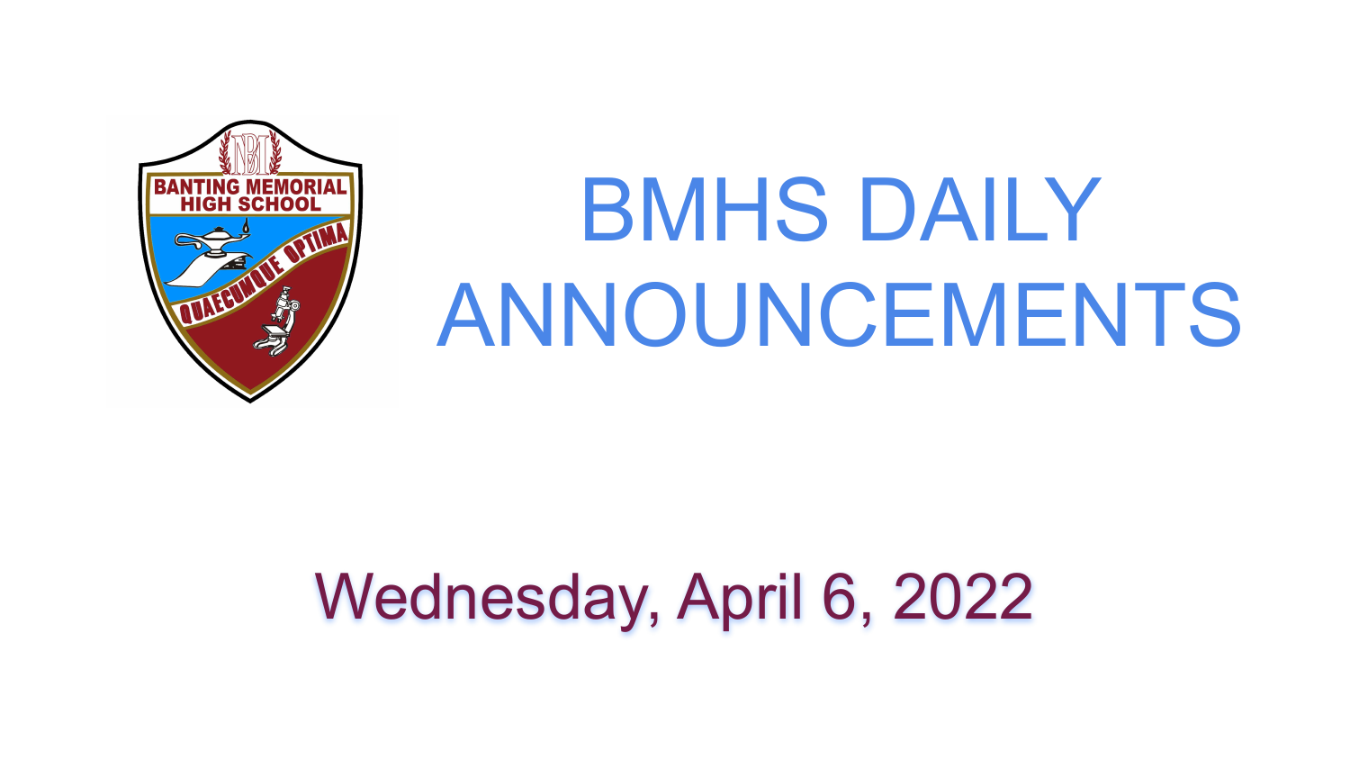# BMHS DAILY ANNOUNCEMENTS

Wednesday, April 6, 2022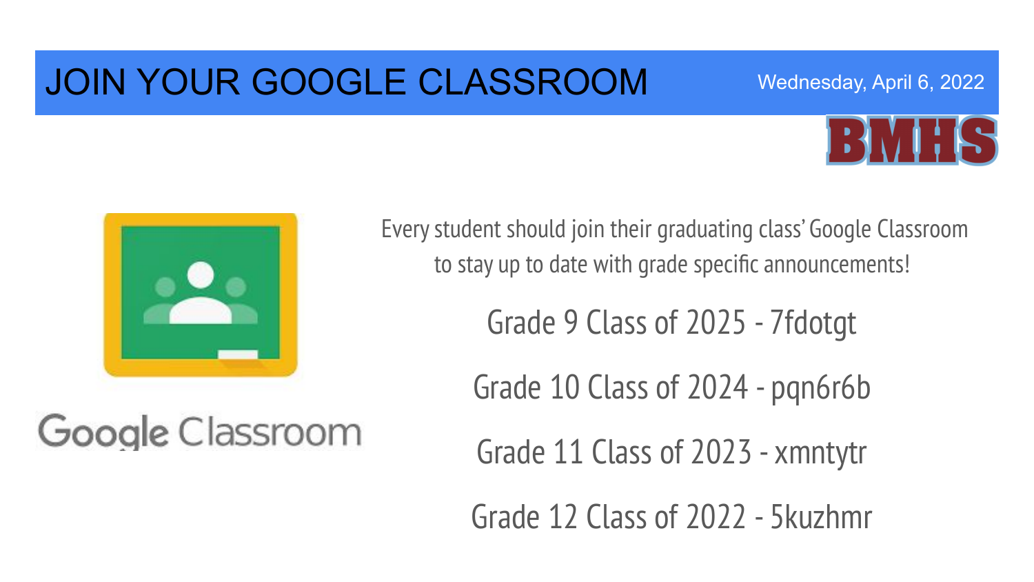# JOIN YOUR GOOGLE CLASSROOM

Wednesday, April 6, 2022

BMHS

Google Classroom

Every student should join their graduating class' Google Classroom to stay up to date with grade specific announcements!

Grade 9 Class of 2025 - 7fdotgt

Grade 10 Class of 2024 - pqn6r6b

Grade 11 Class of 2023 - xmntytr

Grade 12 Class of 2022 - 5kuzhmr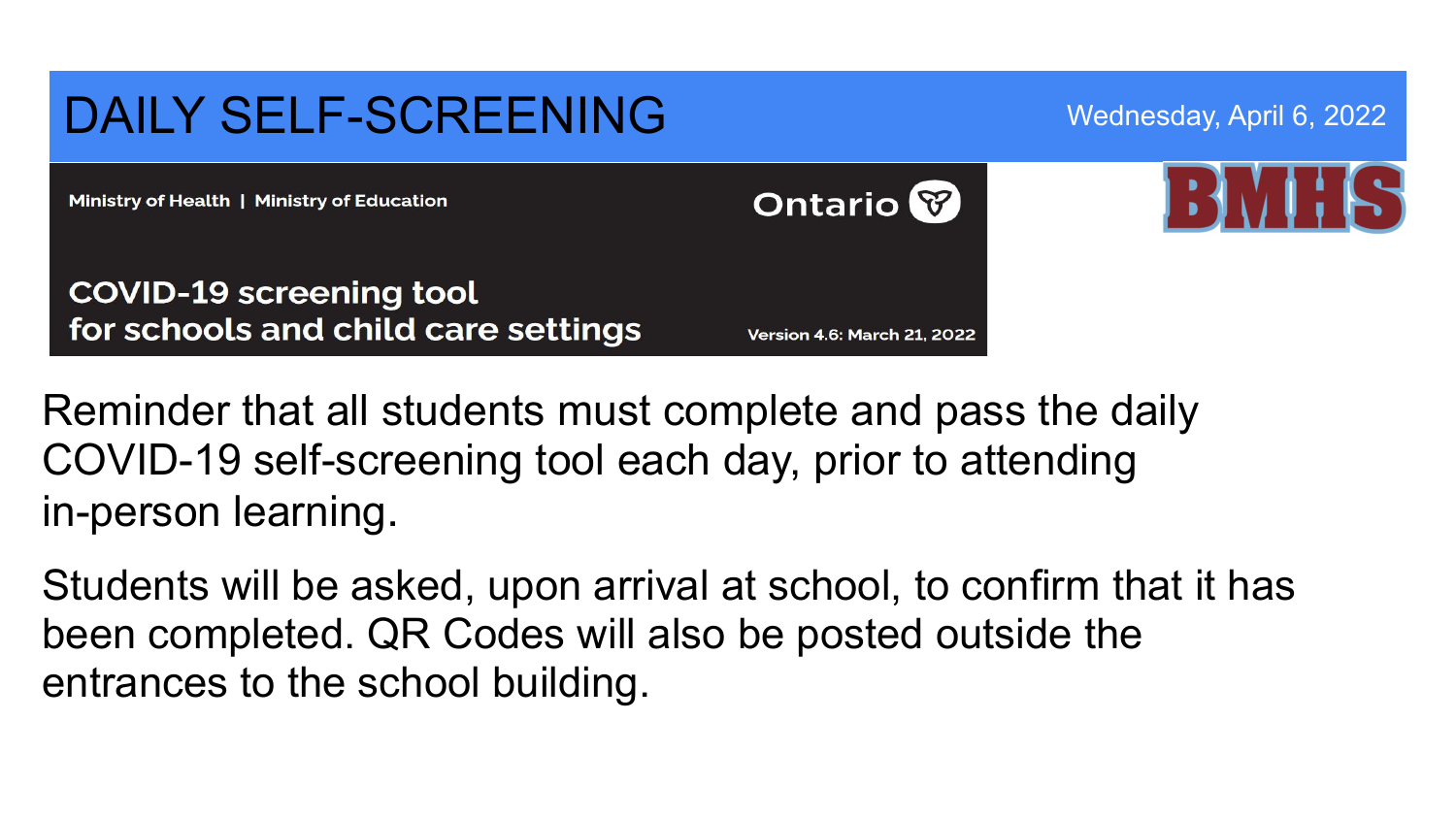# DAILY SELF-SCREENING

Wednesday, April 6, 2022

BMHS

Ministry of Health | Ministry of Education

Ontario

**COVID-19 screening tool for schools and child care settings**

Version 4.6: March 21, 2022

Reminder that all students must complete and pass the daily COVID-19 self-screening tool each day, prior to attending in-person learning.

Students will be asked, upon arrival at school, to confirm that it has been completed. QR Codes will also be posted outside the entrances to the school building.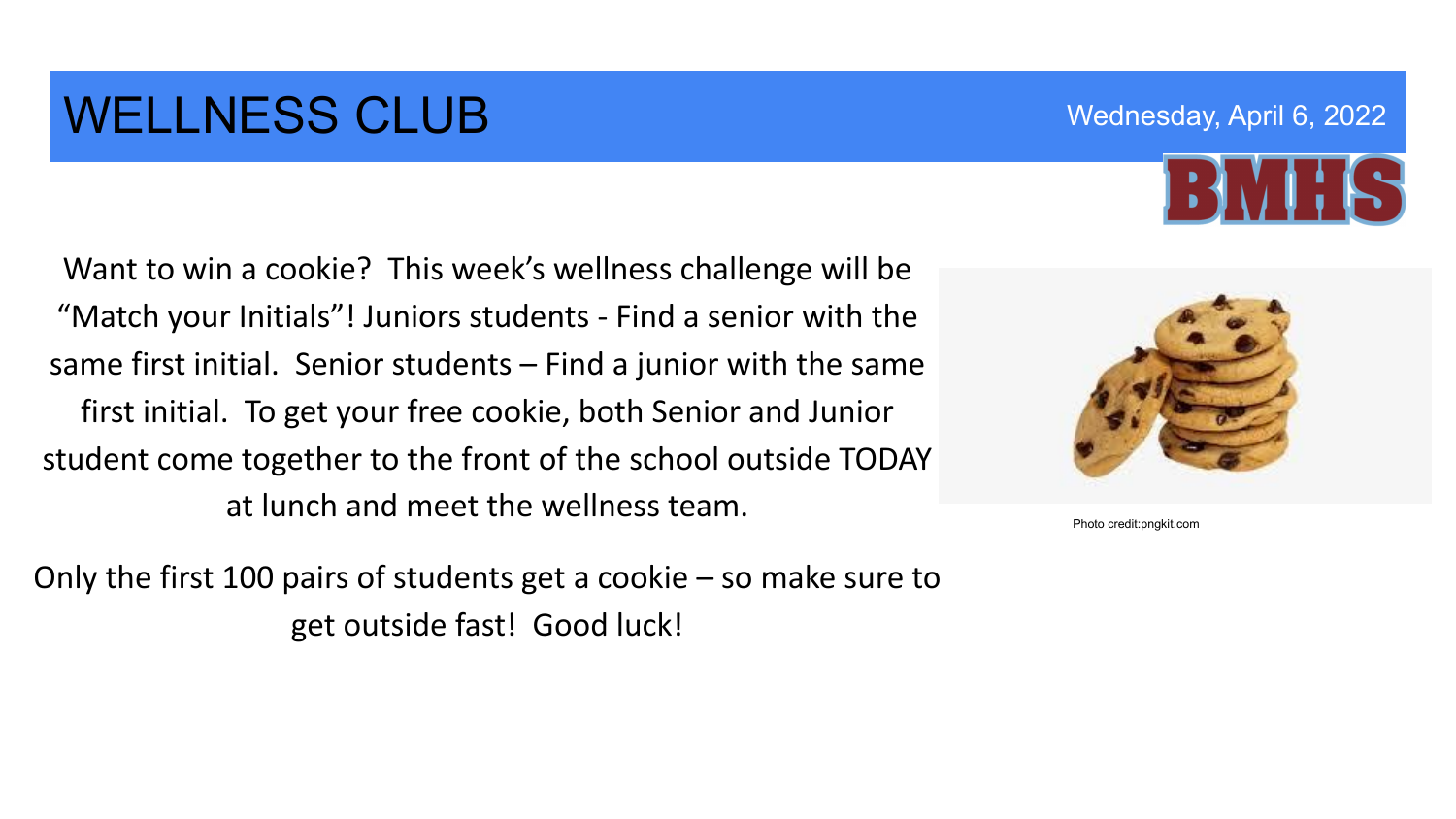# WELLNESS CLUB

Wednesday, April 6, 2022

BMHS

Want to win a cookie? This week's wellness challenge will be "Match your Initials"! Juniors students - Find a senior with the same first initial. Senior students – Find a junior with the same first initial. To get your free cookie, both Senior and Junior student come together to the front of the school outside TODAY at lunch and meet the wellness team.

Only the first 100 pairs of students get a cookie – so make sure to get outside fast! Good luck!

Photo credit:pngkit.com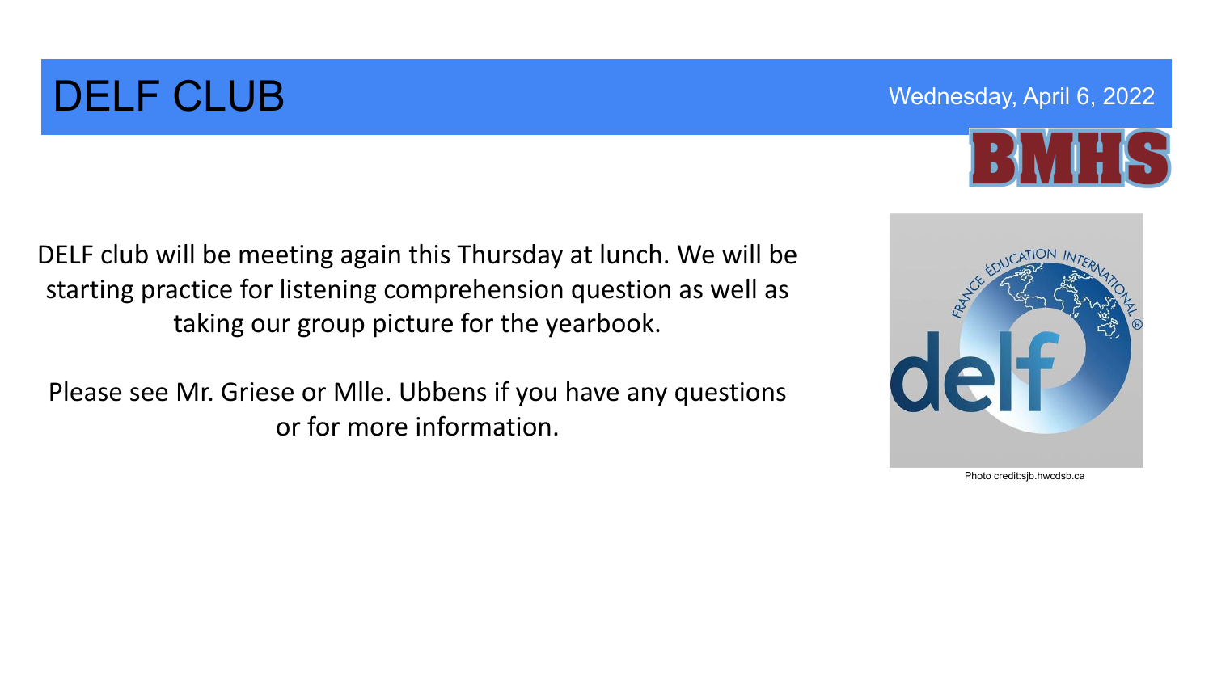# DELF CLUB

Wednesday, April 6, 2022

BMHS

DELF club will be meeting again this Thursday at lunch. We will be starting practice for listening comprehension question as well as taking our group picture for the yearbook.

Please see Mr. Griese or Mlle. Ubbens if you have any questions or for more information.

Photo credit:sjb.hwcdsb.ca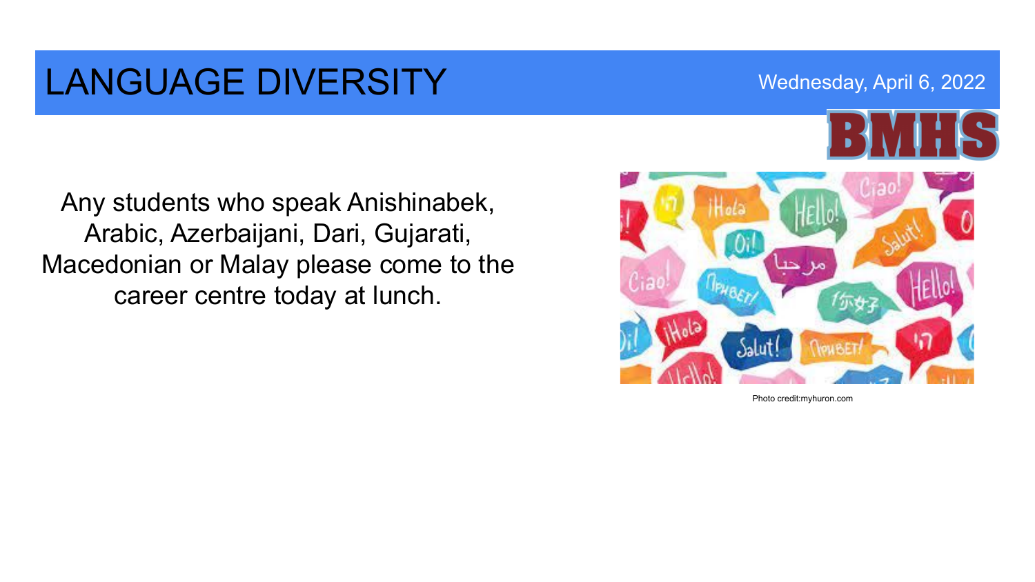# LANGUAGE DIVERSITY

Wednesday, April 6, 2022

BMHS

Any students who speak Anishinabek, Arabic, Azerbaijani, Dari, Gujarati, Macedonian or Malay please come to the career centre today at lunch.

Photo credit:myhuron.com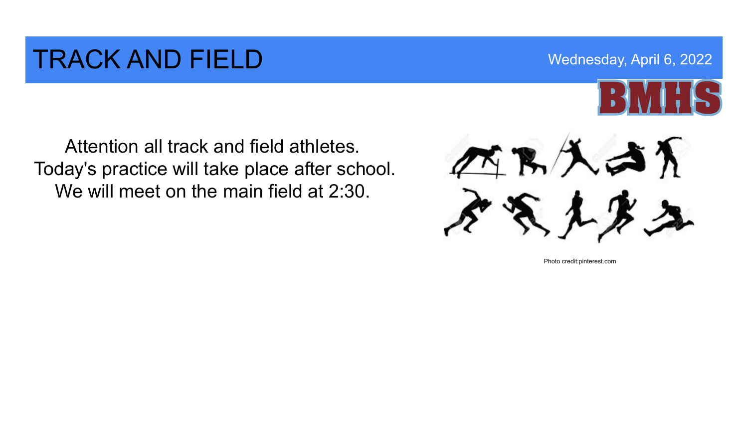# TRACK AND FIELD

Wednesday, April 6, 2022

BMHS

Attention all track and field athletes.
Today's practice will take place after school.
We will meet on the main field at 2:30.

Photo credit:pinterest.com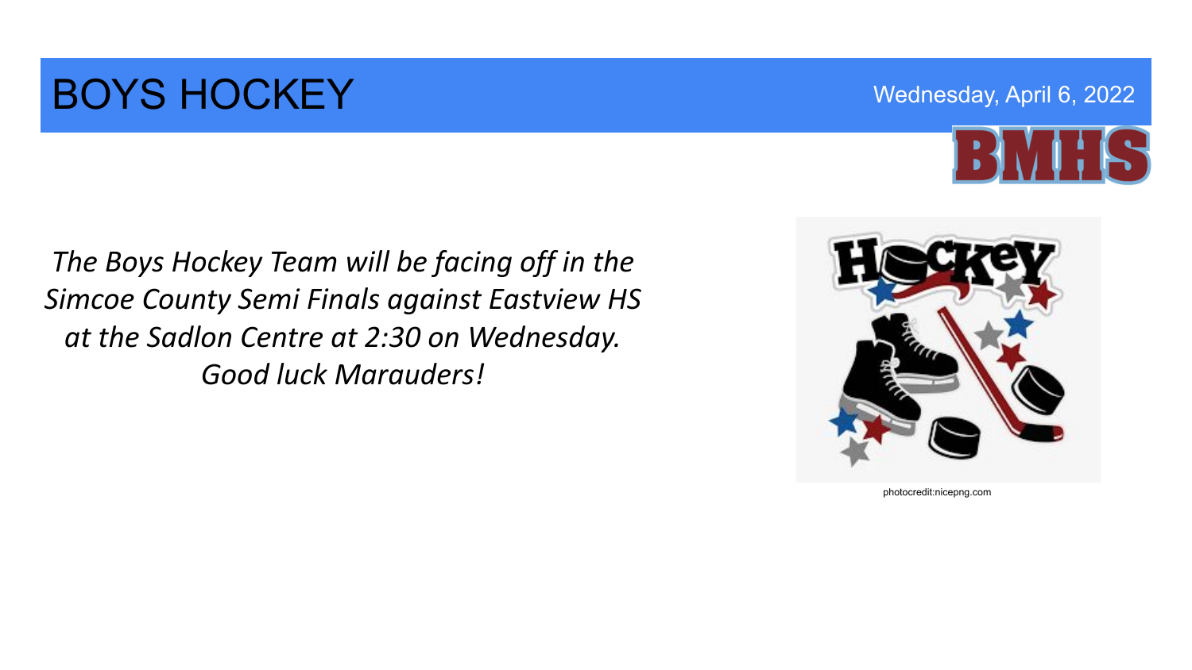# BOYS HOCKEY

Wednesday, April 6, 2022

BMHS

*The Boys Hockey Team will be facing off in the Simcoe County Semi Finals against Eastview HS at the Sadlon Centre at 2:30 on Wednesday. Good luck Marauders!*

photocredit:nicepng.com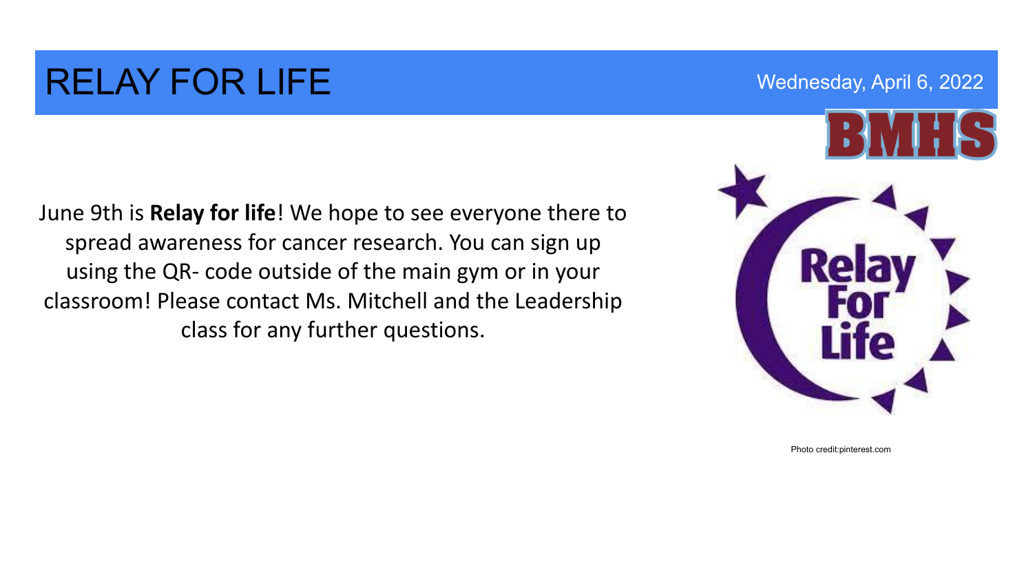# RELAY FOR LIFE

Wednesday, April 6, 2022

June 9th is **Relay for life**! We hope to see everyone there to spread awareness for cancer research. You can sign up using the QR- code outside of the main gym or in your classroom! Please contact Ms. Mitchell and the Leadership class for any further questions.

Photo credit:pinterest.com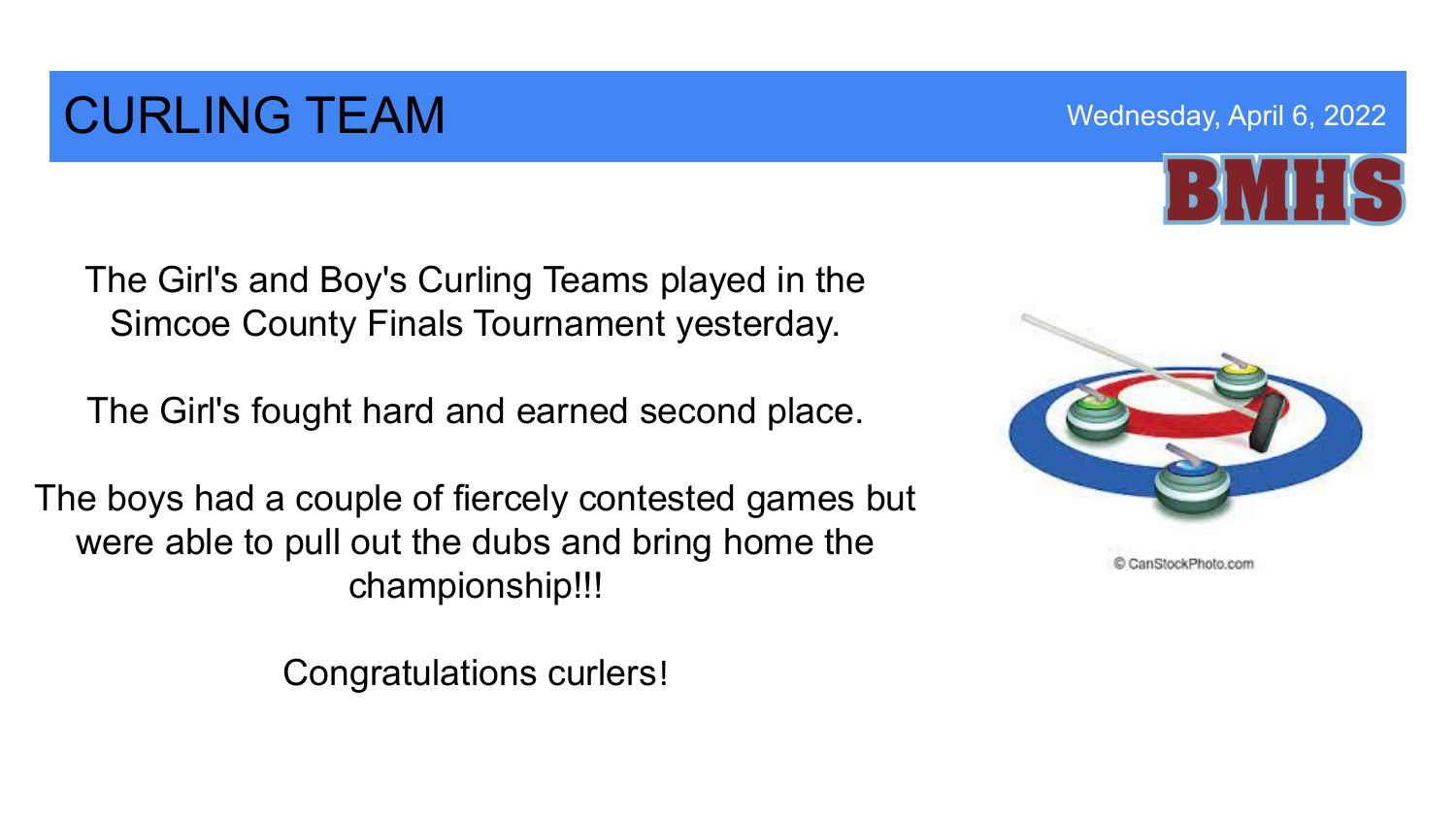# CURLING TEAM

Wednesday, April 6, 2022

BMHS

The Girl's and Boy's Curling Teams played in the Simcoe County Finals Tournament yesterday.

The Girl's fought hard and earned second place.

The boys had a couple of fiercely contested games but were able to pull out the dubs and bring home the championship!!!

Congratulations curlers!

© CanStockPhoto.com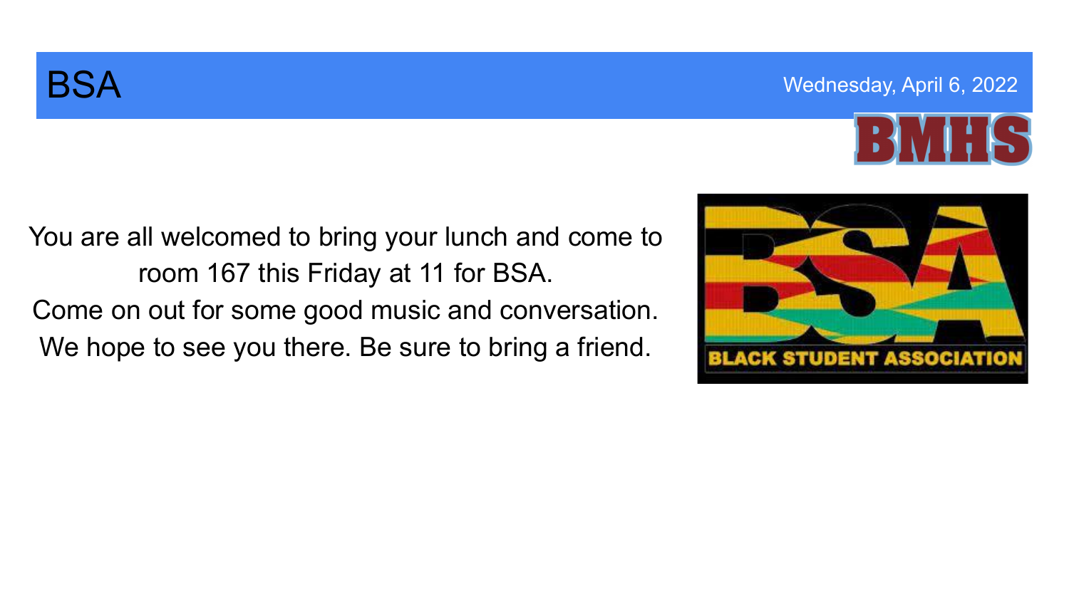# BSA

Wednesday, April 6, 2022

You are all welcomed to bring your lunch and come to room 167 this Friday at 11 for BSA.
Come on out for some good music and conversation.
We hope to see you there. Be sure to bring a friend.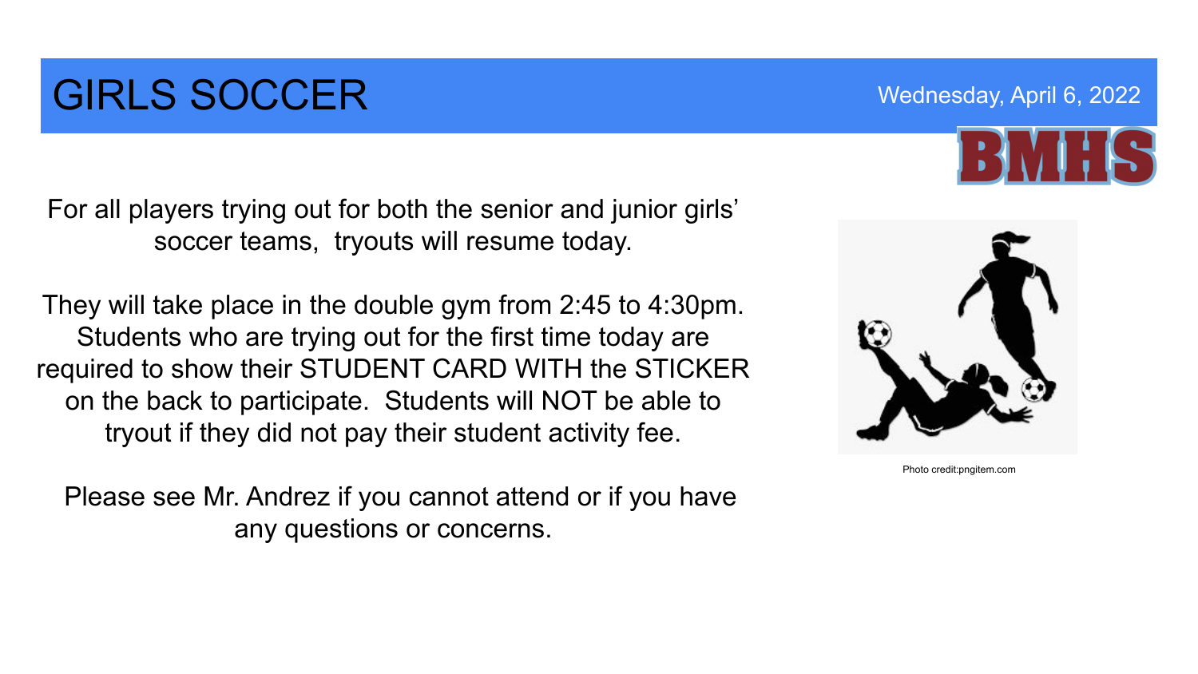# GIRLS SOCCER

Wednesday, April 6, 2022

BMHS

For all players trying out for both the senior and junior girls' soccer teams, tryouts will resume today.

They will take place in the double gym from 2:45 to 4:30pm. Students who are trying out for the first time today are required to show their STUDENT CARD WITH the STICKER on the back to participate. Students will NOT be able to tryout if they did not pay their student activity fee.

Please see Mr. Andrez if you cannot attend or if you have any questions or concerns.

Photo credit:pngitem.com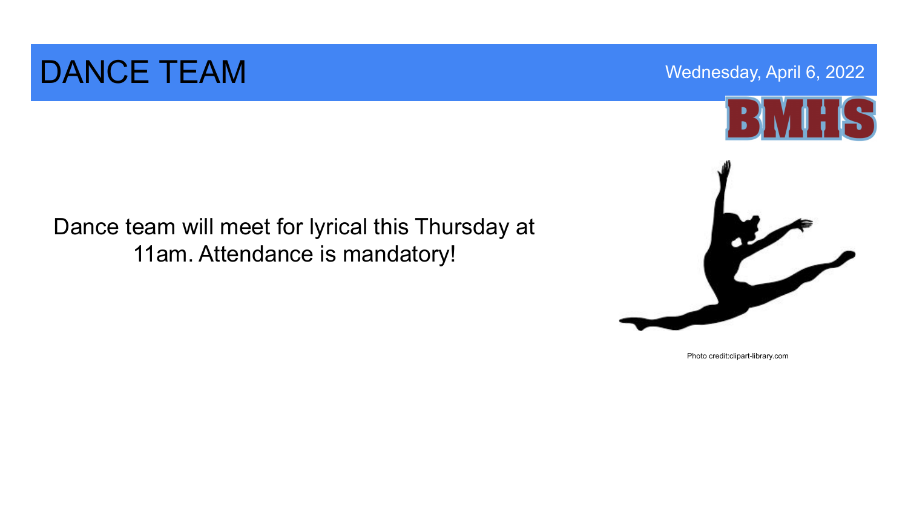# DANCE TEAM

Wednesday, April 6, 2022

BMHS

Dance team will meet for lyrical this Thursday at 11am. Attendance is mandatory!

Photo credit:clipart-library.com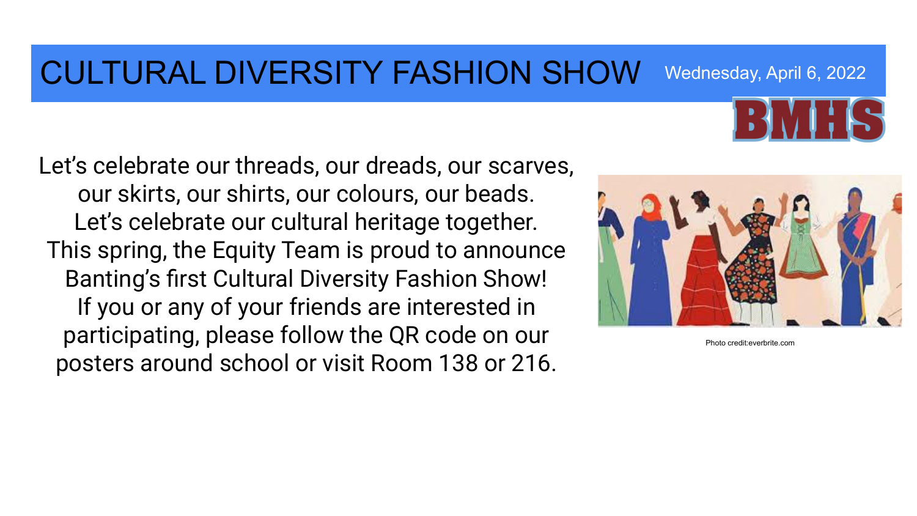# CULTURAL DIVERSITY FASHION SHOW

Wednesday, April 6, 2022

BMHS

Let's celebrate our threads, our dreads, our scarves, our skirts, our shirts, our colours, our beads.
Let's celebrate our cultural heritage together.
This spring, the Equity Team is proud to announce Banting's first Cultural Diversity Fashion Show!
If you or any of your friends are interested in participating, please follow the QR code on our posters around school or visit Room 138 or 216.

Photo credit:everbrite.com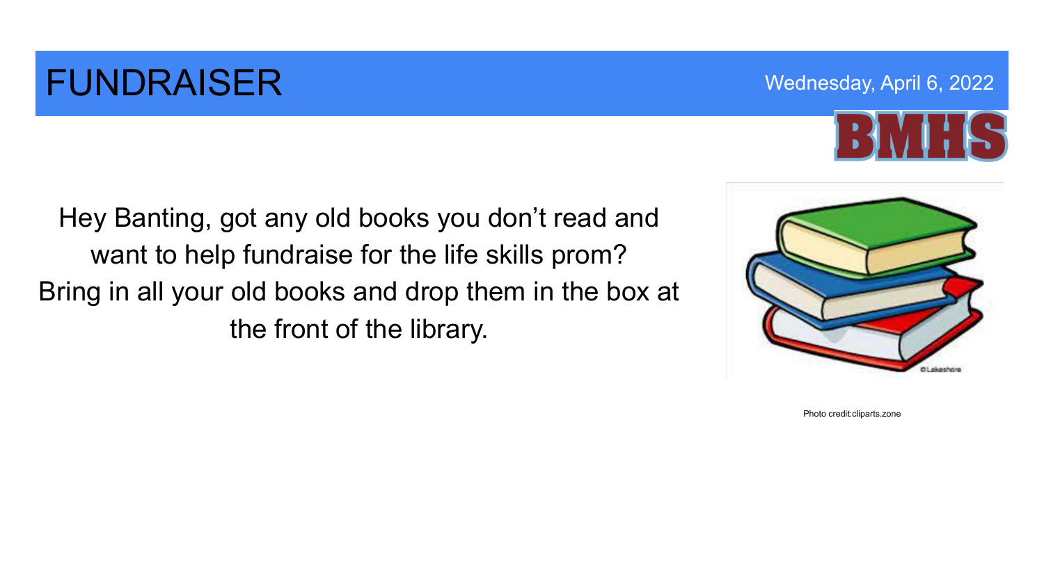# FUNDRAISER

Wednesday, April 6, 2022

BMHS

Hey Banting, got any old books you don't read and want to help fundraise for the life skills prom? Bring in all your old books and drop them in the box at the front of the library.

Photo credit:cliparts.zone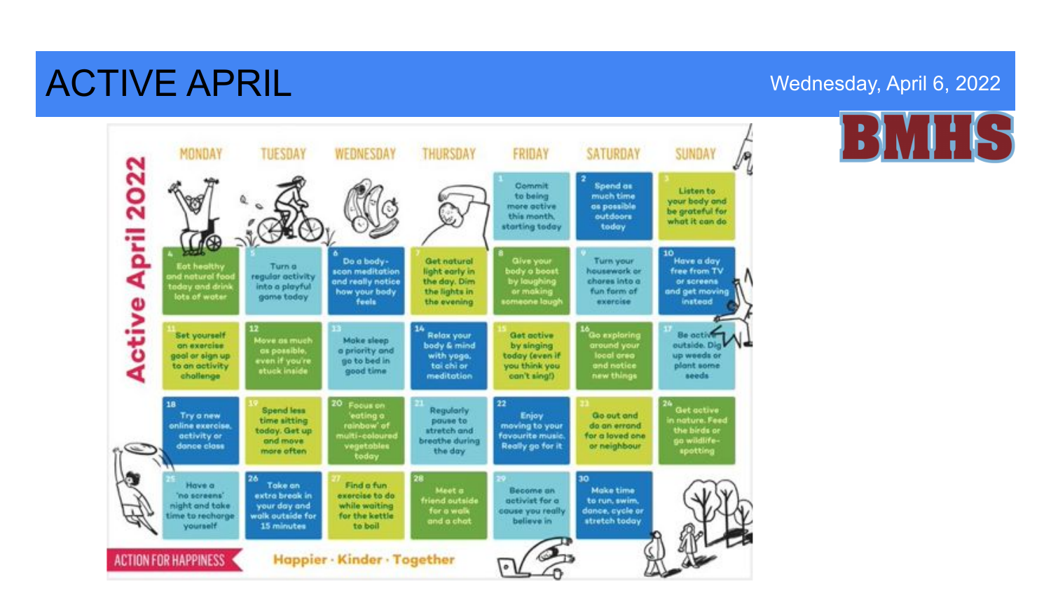# ACTIVE APRIL

Wednesday, April 6, 2022

BMHS

## Active April 2022

| MONDAY | TUESDAY | WEDNESDAY | THURSDAY | FRIDAY | SATURDAY | SUNDAY |
|---|---|---|---|---|---|---|
| | | | | 1 Commit to being more active this month, starting today | 2 Spend as much time as possible outdoors today | 3 Listen to your body and be grateful for what it can do |
| 4 Eat healthy and natural food today and drink lots of water | 5 Turn a regular activity into a playful game today | 6 Do a body-scan meditation and really notice how your body feels | 7 Get natural light early in the day. Dim the lights in the evening | 8 Give your body a boost by laughing or making someone laugh | 9 Turn your housework or chores into a fun form of exercise | 10 Have a day free from TV or screens and get moving instead |
| 11 Set yourself an exercise goal or sign up to an activity challenge | 12 Move as much as possible, even if you're stuck inside | 13 Make sleep a priority and go to bed in good time | 14 Relax your body & mind with yoga, tai chi or meditation | 15 Get active by singing today (even if you think you can't sing!) | 16 Go exploring around your local area and notice new things | 17 Be active outside. Dig up weeds or plant some seeds |
| 18 Try a new online exercise, activity or dance class | 19 Spend less time sitting today. Get up and move more often | 20 Focus on 'eating a rainbow' of multi-coloured vegetables today | 21 Regularly pause to stretch and breathe during the day | 22 Enjoy moving to your favourite music. Really go for it | 23 Go out and do an errand for a loved one or neighbour | 24 Get active in nature. Feed the birds or go wildlife-spotting |
| 25 Have a 'no screens' night and take time to recharge yourself | 26 Take an extra break in your day and walk outside for 15 minutes | 27 Find a fun exercise to do while waiting for the kettle to boil | 28 Meet a friend outside for a walk and a chat | 29 Become an activist for a cause you really believe in | 30 Make time to run, swim, dance, cycle or stretch today | |

ACTION FOR HAPPINESS

Happier · Kinder · Together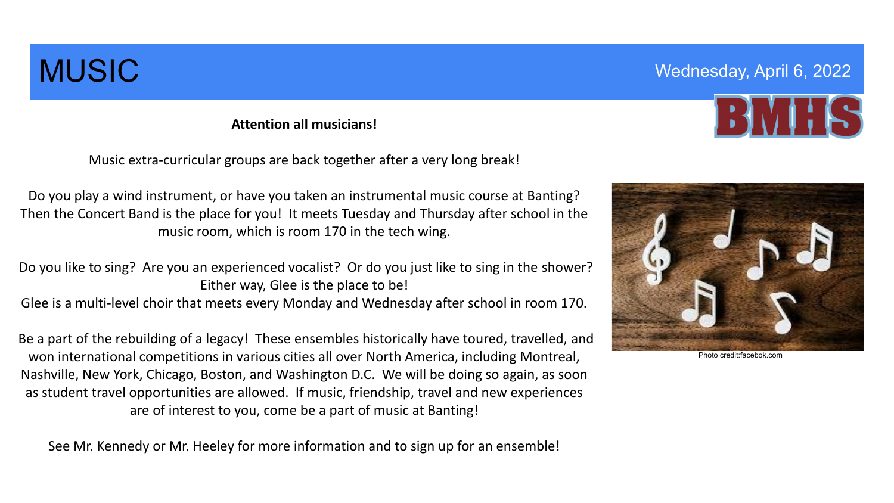# MUSIC

Wednesday, April 6, 2022

BMHS

**Attention all musicians!**

Music extra-curricular groups are back together after a very long break!

Do you play a wind instrument, or have you taken an instrumental music course at Banting? Then the Concert Band is the place for you! It meets Tuesday and Thursday after school in the music room, which is room 170 in the tech wing.

Do you like to sing? Are you an experienced vocalist? Or do you just like to sing in the shower? Either way, Glee is the place to be!
Glee is a multi-level choir that meets every Monday and Wednesday after school in room 170.

Be a part of the rebuilding of a legacy! These ensembles historically have toured, travelled, and won international competitions in various cities all over North America, including Montreal, Nashville, New York, Chicago, Boston, and Washington D.C. We will be doing so again, as soon as student travel opportunities are allowed. If music, friendship, travel and new experiences are of interest to you, come be a part of music at Banting!

See Mr. Kennedy or Mr. Heeley for more information and to sign up for an ensemble!

Photo credit:facebok.com